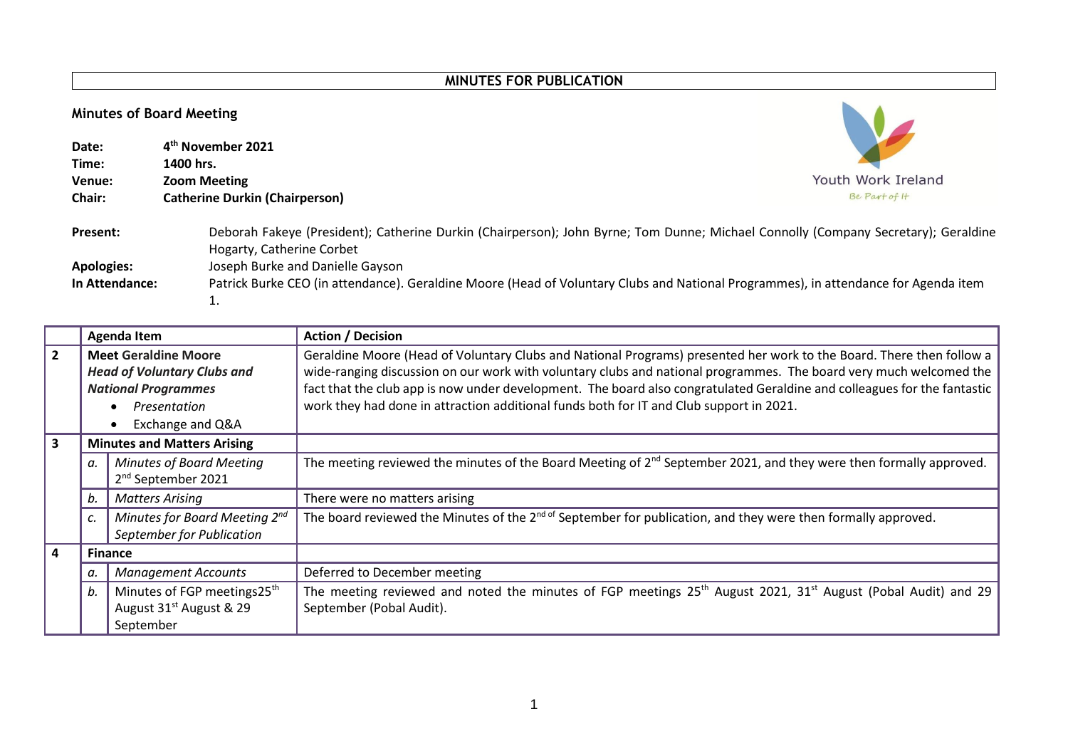**MINUTES FOR PUBLICATION**

## Minutes of Board Meeting

**Date:** 4th November 2021
**Time:** 1400 hrs.
**Venue:** Zoom Meeting
**Chair:** Catherine Durkin (Chairperson)

Youth Work Ireland
*Be Part of It*

**Present:** Deborah Fakeye (President); Catherine Durkin (Chairperson); John Byrne; Tom Dunne; Michael Connolly (Company Secretary); Geraldine Hogarty, Catherine Corbet

**Apologies:** Joseph Burke and Danielle Gayson

**In Attendance:** Patrick Burke CEO (in attendance). Geraldine Moore (Head of Voluntary Clubs and National Programmes), in attendance for Agenda item 1.

| | | Agenda Item | Action / Decision |
|---|---|---|---|
| **2** | | **Meet Geraldine Moore** ***Head of Voluntary Clubs and National Programmes*** <br>• *Presentation* <br>• Exchange and Q&A | Geraldine Moore (Head of Voluntary Clubs and National Programs) presented her work to the Board. There then follow a wide-ranging discussion on our work with voluntary clubs and national programmes. The board very much welcomed the fact that the club app is now under development. The board also congratulated Geraldine and colleagues for the fantastic work they had done in attraction additional funds both for IT and Club support in 2021. |
| **3** | | **Minutes and Matters Arising** | |
| | *a.* | *Minutes of Board Meeting* 2nd September 2021 | The meeting reviewed the minutes of the Board Meeting of 2nd September 2021, and they were then formally approved. |
| | *b.* | *Matters Arising* | There were no matters arising |
| | *c.* | *Minutes for Board Meeting 2nd September for Publication* | The board reviewed the Minutes of the 2nd of September for publication, and they were then formally approved. |
| **4** | | **Finance** | |
| | *a.* | *Management Accounts* | Deferred to December meeting |
| | *b.* | Minutes of FGP meetings25th August 31st August & 29 September | The meeting reviewed and noted the minutes of FGP meetings 25th August 2021, 31st August (Pobal Audit) and 29 September (Pobal Audit). |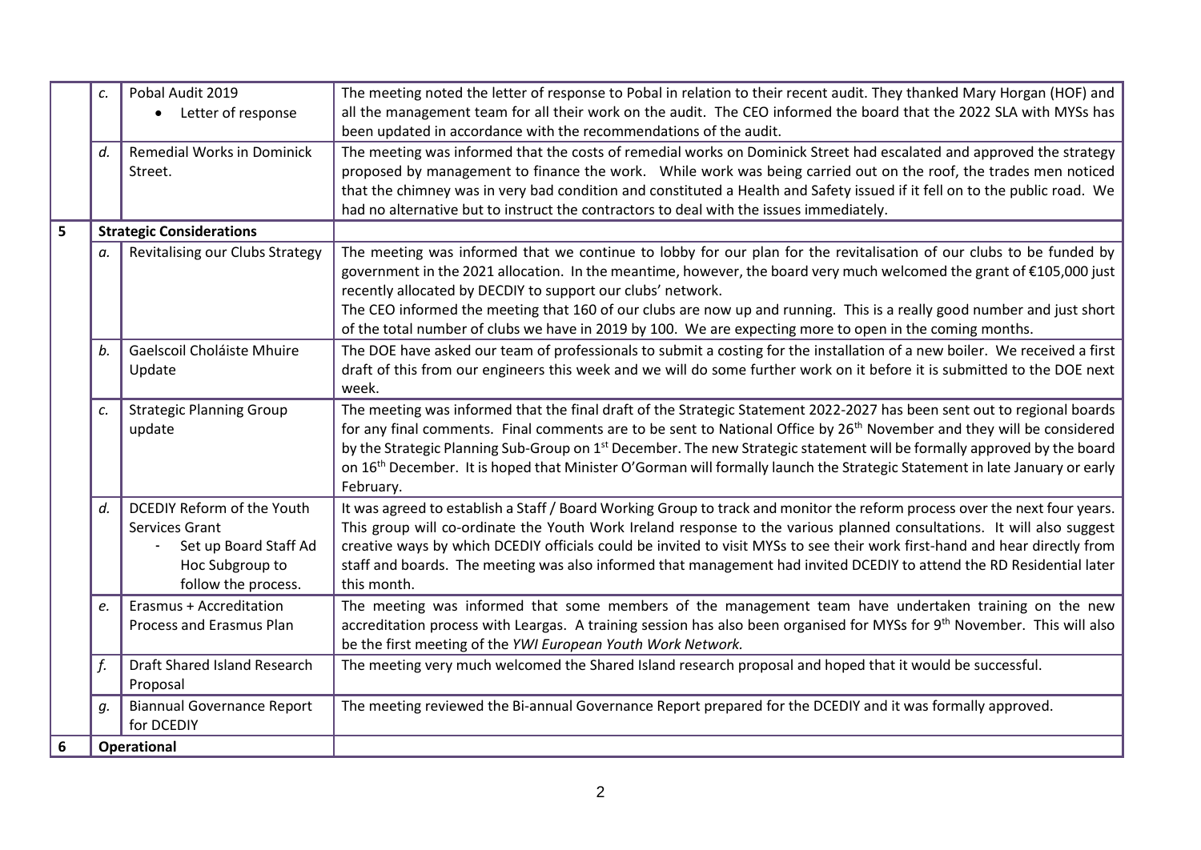| | | | |
|---|---|---|---|
| | c. | Pobal Audit 2019<br>• Letter of response | The meeting noted the letter of response to Pobal in relation to their recent audit. They thanked Mary Horgan (HOF) and all the management team for all their work on the audit. The CEO informed the board that the 2022 SLA with MYSs has been updated in accordance with the recommendations of the audit. |
| | d. | Remedial Works in Dominick Street. | The meeting was informed that the costs of remedial works on Dominick Street had escalated and approved the strategy proposed by management to finance the work. While work was being carried out on the roof, the trades men noticed that the chimney was in very bad condition and constituted a Health and Safety issued if it fell on to the public road. We had no alternative but to instruct the contractors to deal with the issues immediately. |
| **5** | **Strategic Considerations** | | |
| | a. | Revitalising our Clubs Strategy | The meeting was informed that we continue to lobby for our plan for the revitalisation of our clubs to be funded by government in the 2021 allocation. In the meantime, however, the board very much welcomed the grant of €105,000 just recently allocated by DECDIY to support our clubs' network.<br>The CEO informed the meeting that 160 of our clubs are now up and running. This is a really good number and just short of the total number of clubs we have in 2019 by 100. We are expecting more to open in the coming months. |
| | b. | Gaelscoil Choláiste Mhuire Update | The DOE have asked our team of professionals to submit a costing for the installation of a new boiler. We received a first draft of this from our engineers this week and we will do some further work on it before it is submitted to the DOE next week. |
| | c. | Strategic Planning Group update | The meeting was informed that the final draft of the Strategic Statement 2022-2027 has been sent out to regional boards for any final comments. Final comments are to be sent to National Office by 26th November and they will be considered by the Strategic Planning Sub-Group on 1st December. The new Strategic statement will be formally approved by the board on 16th December. It is hoped that Minister O'Gorman will formally launch the Strategic Statement in late January or early February. |
| | d. | DCEDIY Reform of the Youth Services Grant<br>- Set up Board Staff Ad Hoc Subgroup to follow the process. | It was agreed to establish a Staff / Board Working Group to track and monitor the reform process over the next four years. This group will co-ordinate the Youth Work Ireland response to the various planned consultations. It will also suggest creative ways by which DCEDIY officials could be invited to visit MYSs to see their work first-hand and hear directly from staff and boards. The meeting was also informed that management had invited DCEDIY to attend the RD Residential later this month. |
| | e. | Erasmus + Accreditation Process and Erasmus Plan | The meeting was informed that some members of the management team have undertaken training on the new accreditation process with Leargas. A training session has also been organised for MYSs for 9th November. This will also be the first meeting of the *YWI European Youth Work Network.* |
| | f. | Draft Shared Island Research Proposal | The meeting very much welcomed the Shared Island research proposal and hoped that it would be successful. |
| | g. | Biannual Governance Report for DCEDIY | The meeting reviewed the Bi-annual Governance Report prepared for the DCEDIY and it was formally approved. |
| **6** | **Operational** | | |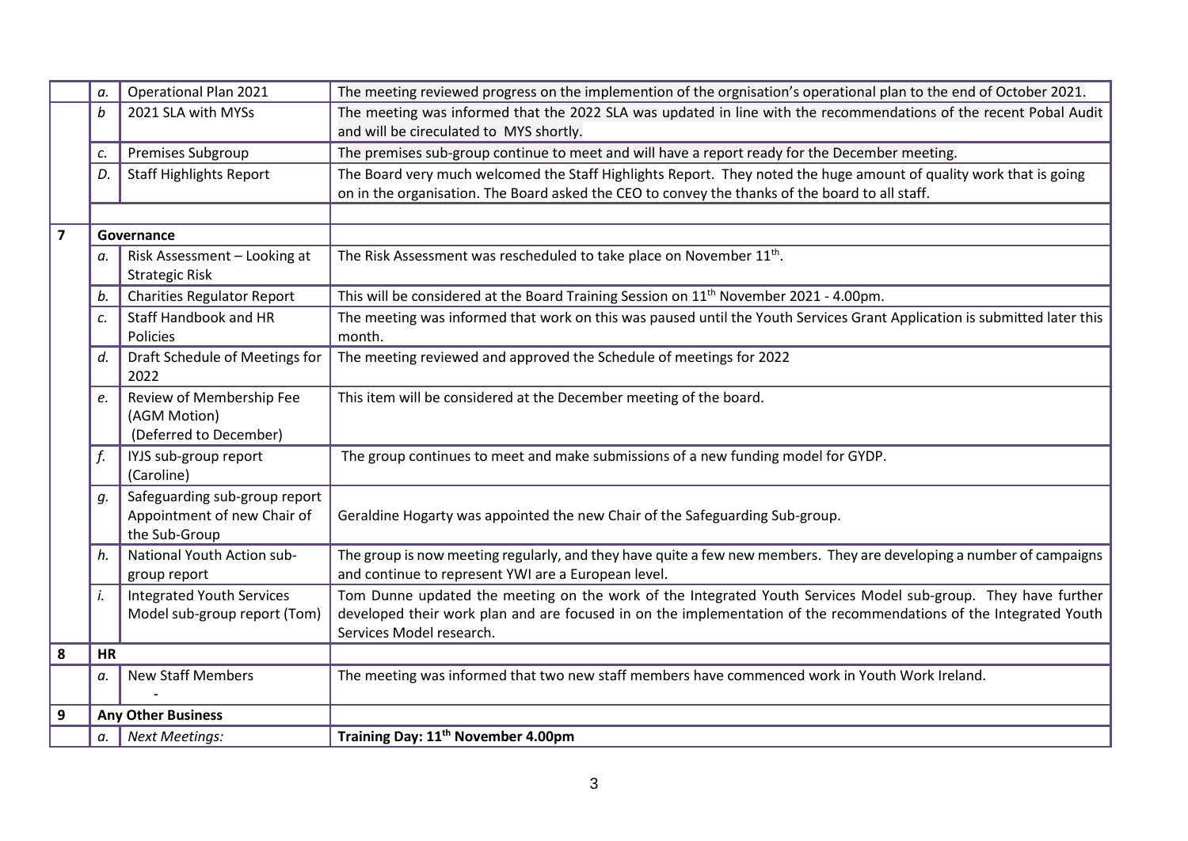| | | | |
|---|---|---|---|
| | a. | Operational Plan 2021 | The meeting reviewed progress on the implemention of the orgnisation's operational plan to the end of October 2021. |
| | b | 2021 SLA with MYSs | The meeting was informed that the 2022 SLA was updated in line with the recommendations of the recent Pobal Audit and will be cireculated to MYS shortly. |
| | c. | Premises Subgroup | The premises sub-group continue to meet and will have a report ready for the December meeting. |
| | D. | Staff Highlights Report | The Board very much welcomed the Staff Highlights Report. They noted the huge amount of quality work that is going on in the organisation. The Board asked the CEO to convey the thanks of the board to all staff. |
| | | | |
| **7** | **Governance** | | |
| | a. | Risk Assessment – Looking at Strategic Risk | The Risk Assessment was rescheduled to take place on November 11th. |
| | b. | Charities Regulator Report | This will be considered at the Board Training Session on 11th November 2021 - 4.00pm. |
| | c. | Staff Handbook and HR Policies | The meeting was informed that work on this was paused until the Youth Services Grant Application is submitted later this month. |
| | d. | Draft Schedule of Meetings for 2022 | The meeting reviewed and approved the Schedule of meetings for 2022 |
| | e. | Review of Membership Fee (AGM Motion) (Deferred to December) | This item will be considered at the December meeting of the board. |
| | f. | IYJS sub-group report (Caroline) | The group continues to meet and make submissions of a new funding model for GYDP. |
| | g. | Safeguarding sub-group report Appointment of new Chair of the Sub-Group | Geraldine Hogarty was appointed the new Chair of the Safeguarding Sub-group. |
| | h. | National Youth Action sub-group report | The group is now meeting regularly, and they have quite a few new members. They are developing a number of campaigns and continue to represent YWI are a European level. |
| | i. | Integrated Youth Services Model sub-group report (Tom) | Tom Dunne updated the meeting on the work of the Integrated Youth Services Model sub-group. They have further developed their work plan and are focused in on the implementation of the recommendations of the Integrated Youth Services Model research. |
| **8** | **HR** | | |
| | a. | New Staff Members - | The meeting was informed that two new staff members have commenced work in Youth Work Ireland. |
| **9** | **Any Other Business** | | |
| | a. | *Next Meetings:* | **Training Day: 11th November 4.00pm** |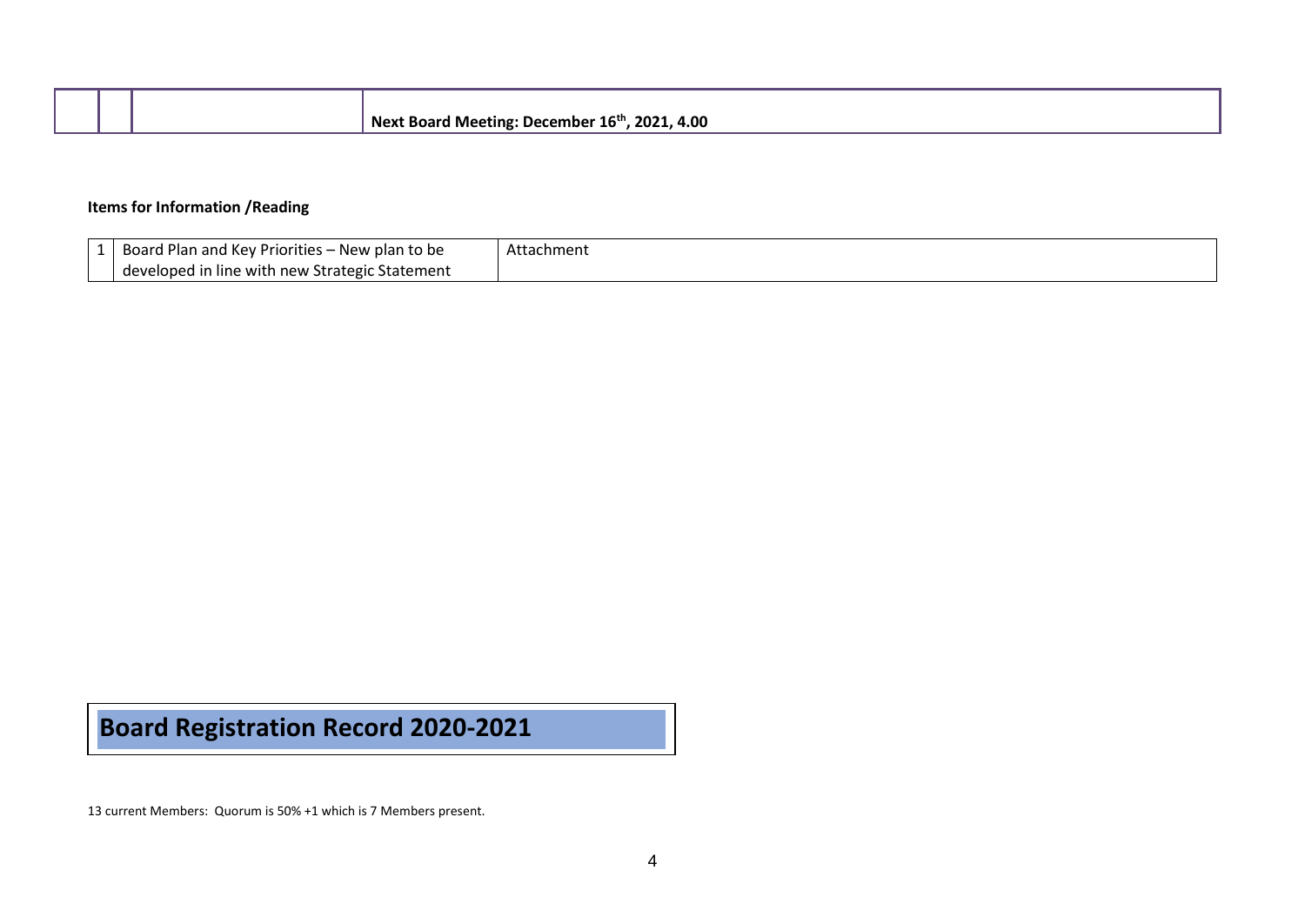| | | | Next Board Meeting: December 16th, 2021, 4.00 |
|---|---|---|---|

**Items for Information /Reading**

| 1 | Board Plan and Key Priorities – New plan to be developed in line with new Strategic Statement | Attachment |
|---|---|---|

# Board Registration Record 2020-2021

13 current Members: Quorum is 50% +1 which is 7 Members present.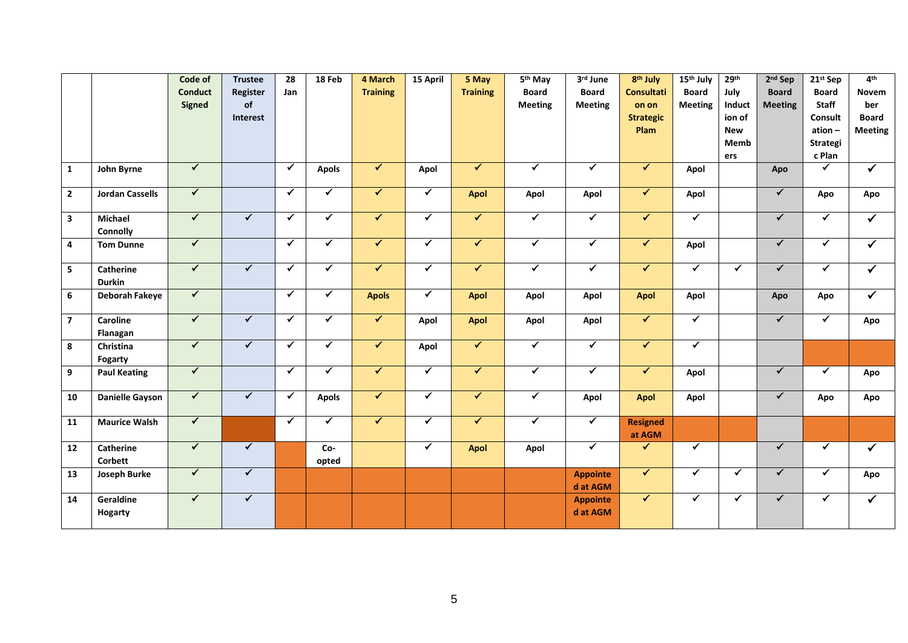| | | Code of Conduct Signed | Trustee Register of Interest | 28 Jan | 18 Feb | 4 March Training | 15 April | 5 May Training | 5th May Board Meeting | 3rd June Board Meeting | 8th July Consultation on Strategic Plam | 15th July Board Meeting | 29th July Induction of New Members | 2nd Sep Board Meeting | 21st Sep Board Staff Consultation – Strategic Plan | 4th November Board Meeting |
|---|---|---|---|---|---|---|---|---|---|---|---|---|---|---|---|---|
| 1 | John Byrne | ✓ | | ✓ | Apols | ✓ | Apol | ✓ | ✓ | ✓ | ✓ | Apol | | Apo | ✓ | ✓ |
| 2 | Jordan Cassells | ✓ | | ✓ | ✓ | ✓ | ✓ | Apol | Apol | Apol | ✓ | Apol | | ✓ | Apo | Apo |
| 3 | Michael Connolly | ✓ | ✓ | ✓ | ✓ | ✓ | ✓ | ✓ | ✓ | ✓ | ✓ | ✓ | | ✓ | ✓ | ✓ |
| 4 | Tom Dunne | ✓ | | ✓ | ✓ | ✓ | ✓ | ✓ | ✓ | ✓ | ✓ | Apol | | ✓ | ✓ | ✓ |
| 5 | Catherine Durkin | ✓ | ✓ | ✓ | ✓ | ✓ | ✓ | ✓ | ✓ | ✓ | ✓ | ✓ | ✓ | ✓ | ✓ | ✓ |
| 6 | Deborah Fakeye | ✓ | | ✓ | ✓ | Apols | ✓ | Apol | Apol | Apol | Apol | Apol | | Apo | Apo | ✓ |
| 7 | Caroline Flanagan | ✓ | ✓ | ✓ | ✓ | ✓ | Apol | Apol | Apol | Apol | ✓ | ✓ | | ✓ | ✓ | Apo |
| 8 | Christina Fogarty | ✓ | ✓ | ✓ | ✓ | ✓ | Apol | ✓ | ✓ | ✓ | ✓ | ✓ | | | | |
| 9 | Paul Keating | ✓ | | ✓ | ✓ | ✓ | ✓ | ✓ | ✓ | ✓ | ✓ | Apol | | ✓ | ✓ | Apo |
| 10 | Danielle Gayson | ✓ | ✓ | ✓ | Apols | ✓ | ✓ | ✓ | ✓ | Apol | Apol | Apol | | ✓ | Apo | Apo |
| 11 | Maurice Walsh | ✓ | | ✓ | ✓ | ✓ | ✓ | ✓ | ✓ | ✓ | Resigned at AGM | | | | | |
| 12 | Catherine Corbett | ✓ | ✓ | | Co-opted | | ✓ | Apol | Apol | ✓ | ✓ | ✓ | | ✓ | ✓ | ✓ |
| 13 | Joseph Burke | ✓ | ✓ | | | | | | | Appointed at AGM | ✓ | ✓ | ✓ | ✓ | ✓ | Apo |
| 14 | Geraldine Hogarty | ✓ | ✓ | | | | | | | Appointed at AGM | ✓ | ✓ | ✓ | ✓ | ✓ | ✓ |